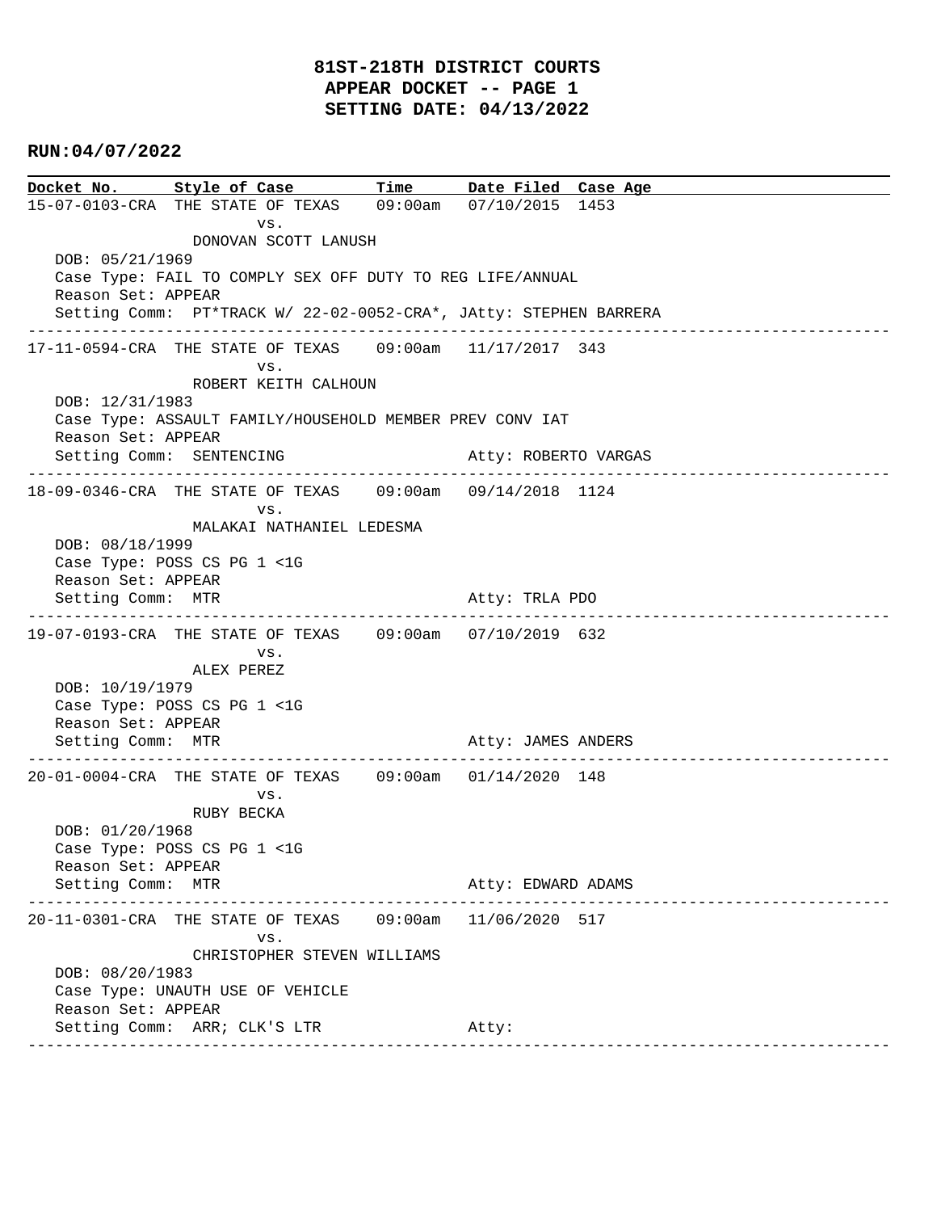# 81ST-218TH DISTRICT COURTS
## APPEAR DOCKET -- PAGE 1
## SETTING DATE: 04/13/2022

**RUN:04/07/2022**

| Docket No. | Style of Case | Time | Date Filed | Case Age |
|---|---|---|---|---|

15-07-0103-CRA THE STATE OF TEXAS 09:00am 07/10/2015 1453
vs.
DONOVAN SCOTT LANUSH
DOB: 05/21/1969
Case Type: FAIL TO COMPLY SEX OFF DUTY TO REG LIFE/ANNUAL
Reason Set: APPEAR
Setting Comm: PT*TRACK W/ 22-02-0052-CRA*, JAtty: STEPHEN BARRERA

---

17-11-0594-CRA THE STATE OF TEXAS 09:00am 11/17/2017 343
vs.
ROBERT KEITH CALHOUN
DOB: 12/31/1983
Case Type: ASSAULT FAMILY/HOUSEHOLD MEMBER PREV CONV IAT
Reason Set: APPEAR
Setting Comm: SENTENCING Atty: ROBERTO VARGAS

---

18-09-0346-CRA THE STATE OF TEXAS 09:00am 09/14/2018 1124
vs.
MALAKAI NATHANIEL LEDESMA
DOB: 08/18/1999
Case Type: POSS CS PG 1 <1G
Reason Set: APPEAR
Setting Comm: MTR Atty: TRLA PDO

---

19-07-0193-CRA THE STATE OF TEXAS 09:00am 07/10/2019 632
vs.
ALEX PEREZ
DOB: 10/19/1979
Case Type: POSS CS PG 1 <1G
Reason Set: APPEAR
Setting Comm: MTR Atty: JAMES ANDERS

---

20-01-0004-CRA THE STATE OF TEXAS 09:00am 01/14/2020 148
vs.
RUBY BECKA
DOB: 01/20/1968
Case Type: POSS CS PG 1 <1G
Reason Set: APPEAR
Setting Comm: MTR Atty: EDWARD ADAMS

---

20-11-0301-CRA THE STATE OF TEXAS 09:00am 11/06/2020 517
vs.
CHRISTOPHER STEVEN WILLIAMS
DOB: 08/20/1983
Case Type: UNAUTH USE OF VEHICLE
Reason Set: APPEAR
Setting Comm: ARR; CLK'S LTR Atty:

---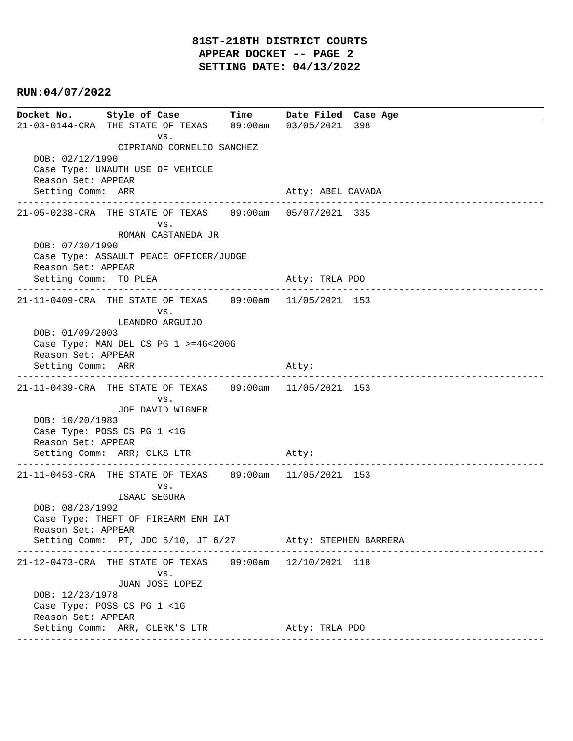# 81ST-218TH DISTRICT COURTS
## APPEAR DOCKET -- PAGE 2
## SETTING DATE: 04/13/2022

**RUN:04/07/2022**

| Docket No. | Style of Case | Time | Date Filed | Case Age |
|---|---|---|---|---|

21-03-0144-CRA THE STATE OF TEXAS vs. CIPRIANO CORNELIO SANCHEZ — 09:00am — 03/05/2021 — 398
DOB: 02/12/1990
Case Type: UNAUTH USE OF VEHICLE
Reason Set: APPEAR
Setting Comm: ARR
Atty: ABEL CAVADA

---

21-05-0238-CRA THE STATE OF TEXAS vs. ROMAN CASTANEDA JR — 09:00am — 05/07/2021 — 335
DOB: 07/30/1990
Case Type: ASSAULT PEACE OFFICER/JUDGE
Reason Set: APPEAR
Setting Comm: TO PLEA
Atty: TRLA PDO

---

21-11-0409-CRA THE STATE OF TEXAS vs. LEANDRO ARGUIJO — 09:00am — 11/05/2021 — 153
DOB: 01/09/2003
Case Type: MAN DEL CS PG 1 >=4G<200G
Reason Set: APPEAR
Setting Comm: ARR
Atty:

---

21-11-0439-CRA THE STATE OF TEXAS vs. JOE DAVID WIGNER — 09:00am — 11/05/2021 — 153
DOB: 10/20/1983
Case Type: POSS CS PG 1 <1G
Reason Set: APPEAR
Setting Comm: ARR; CLKS LTR
Atty:

---

21-11-0453-CRA THE STATE OF TEXAS vs. ISAAC SEGURA — 09:00am — 11/05/2021 — 153
DOB: 08/23/1992
Case Type: THEFT OF FIREARM ENH IAT
Reason Set: APPEAR
Setting Comm: PT, JDC 5/10, JT 6/27
Atty: STEPHEN BARRERA

---

21-12-0473-CRA THE STATE OF TEXAS vs. JUAN JOSE LOPEZ — 09:00am — 12/10/2021 — 118
DOB: 12/23/1978
Case Type: POSS CS PG 1 <1G
Reason Set: APPEAR
Setting Comm: ARR, CLERK'S LTR
Atty: TRLA PDO

---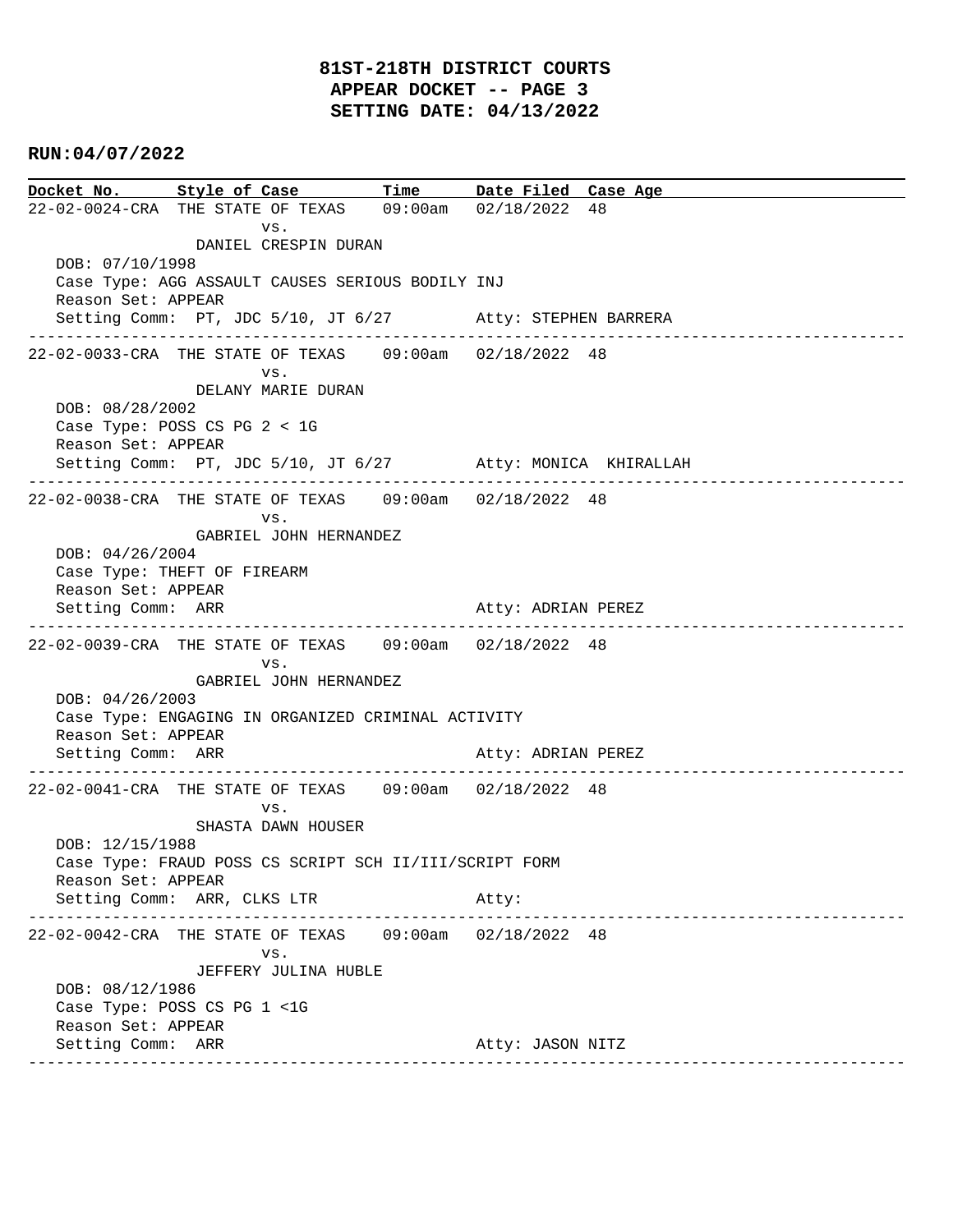# 81ST-218TH DISTRICT COURTS
## APPEAR DOCKET -- PAGE 3
## SETTING DATE: 04/13/2022

**RUN:04/07/2022**

| Docket No. | Style of Case | Time | Date Filed | Case Age |
|---|---|---|---|---|

```
22-02-0024-CRA  THE STATE OF TEXAS    09:00am  02/18/2022  48
                        vs.
                DANIEL CRESPIN DURAN
   DOB: 07/10/1998
   Case Type: AGG ASSAULT CAUSES SERIOUS BODILY INJ
   Reason Set: APPEAR
   Setting Comm:  PT, JDC 5/10, JT 6/27          Atty: STEPHEN BARRERA
------------------------------------------------------------------------------------------
22-02-0033-CRA  THE STATE OF TEXAS    09:00am  02/18/2022  48
                        vs.
                DELANY MARIE DURAN
   DOB: 08/28/2002
   Case Type: POSS CS PG 2 < 1G
   Reason Set: APPEAR
   Setting Comm:  PT, JDC 5/10, JT 6/27          Atty: MONICA  KHIRALLAH
------------------------------------------------------------------------------------------
22-02-0038-CRA  THE STATE OF TEXAS    09:00am  02/18/2022  48
                        vs.
                GABRIEL JOHN HERNANDEZ
   DOB: 04/26/2004
   Case Type: THEFT OF FIREARM
   Reason Set: APPEAR
   Setting Comm:  ARR                            Atty: ADRIAN PEREZ
------------------------------------------------------------------------------------------
22-02-0039-CRA  THE STATE OF TEXAS    09:00am  02/18/2022  48
                        vs.
                GABRIEL JOHN HERNANDEZ
   DOB: 04/26/2003
   Case Type: ENGAGING IN ORGANIZED CRIMINAL ACTIVITY
   Reason Set: APPEAR
   Setting Comm:  ARR                            Atty: ADRIAN PEREZ
------------------------------------------------------------------------------------------
22-02-0041-CRA  THE STATE OF TEXAS    09:00am  02/18/2022  48
                        vs.
                SHASTA DAWN HOUSER
   DOB: 12/15/1988
   Case Type: FRAUD POSS CS SCRIPT SCH II/III/SCRIPT FORM
   Reason Set: APPEAR
   Setting Comm:  ARR, CLKS LTR                  Atty:
------------------------------------------------------------------------------------------
22-02-0042-CRA  THE STATE OF TEXAS    09:00am  02/18/2022  48
                        vs.
                JEFFERY JULINA HUBLE
   DOB: 08/12/1986
   Case Type: POSS CS PG 1 <1G
   Reason Set: APPEAR
   Setting Comm:  ARR                            Atty: JASON NITZ
------------------------------------------------------------------------------------------
```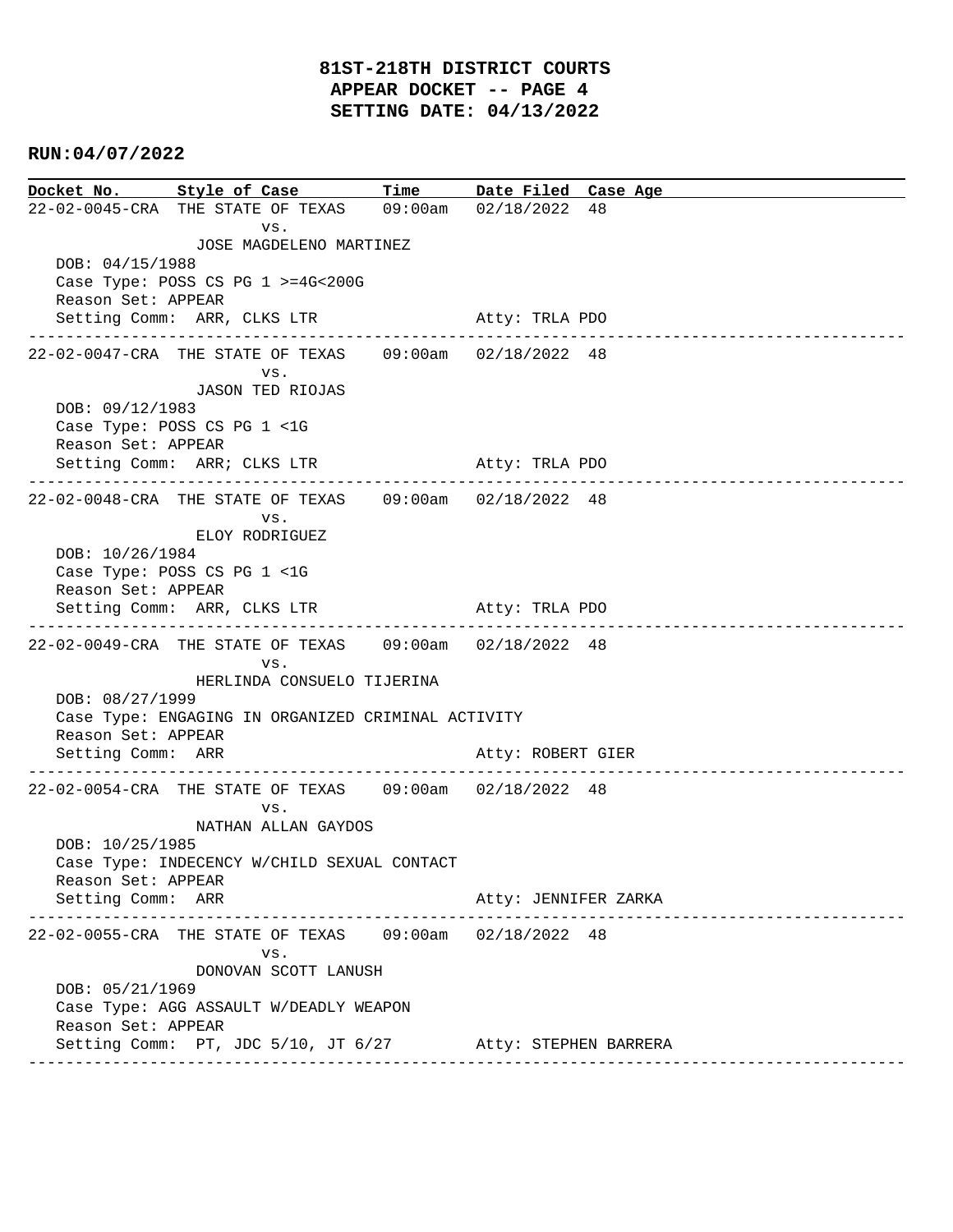# 81ST-218TH DISTRICT COURTS
## APPEAR DOCKET -- PAGE 4
## SETTING DATE: 04/13/2022

**RUN:04/07/2022**

| Docket No. | Style of Case | Time | Date Filed | Case Age |
|---|---|---|---|---|
| 22-02-0045-CRA | THE STATE OF TEXAS vs. JOSE MAGDELENO MARTINEZ | 09:00am | 02/18/2022 | 48 |

DOB: 04/15/1988
Case Type: POSS CS PG 1 >=4G<200G
Reason Set: APPEAR
Setting Comm: ARR, CLKS LTR — Atty: TRLA PDO

---

| Docket No. | Style of Case | Time | Date Filed | Case Age |
|---|---|---|---|---|
| 22-02-0047-CRA | THE STATE OF TEXAS vs. JASON TED RIOJAS | 09:00am | 02/18/2022 | 48 |

DOB: 09/12/1983
Case Type: POSS CS PG 1 <1G
Reason Set: APPEAR
Setting Comm: ARR; CLKS LTR — Atty: TRLA PDO

---

| Docket No. | Style of Case | Time | Date Filed | Case Age |
|---|---|---|---|---|
| 22-02-0048-CRA | THE STATE OF TEXAS vs. ELOY RODRIGUEZ | 09:00am | 02/18/2022 | 48 |

DOB: 10/26/1984
Case Type: POSS CS PG 1 <1G
Reason Set: APPEAR
Setting Comm: ARR, CLKS LTR — Atty: TRLA PDO

---

| Docket No. | Style of Case | Time | Date Filed | Case Age |
|---|---|---|---|---|
| 22-02-0049-CRA | THE STATE OF TEXAS vs. HERLINDA CONSUELO TIJERINA | 09:00am | 02/18/2022 | 48 |

DOB: 08/27/1999
Case Type: ENGAGING IN ORGANIZED CRIMINAL ACTIVITY
Reason Set: APPEAR
Setting Comm: ARR — Atty: ROBERT GIER

---

| Docket No. | Style of Case | Time | Date Filed | Case Age |
|---|---|---|---|---|
| 22-02-0054-CRA | THE STATE OF TEXAS vs. NATHAN ALLAN GAYDOS | 09:00am | 02/18/2022 | 48 |

DOB: 10/25/1985
Case Type: INDECENCY W/CHILD SEXUAL CONTACT
Reason Set: APPEAR
Setting Comm: ARR — Atty: JENNIFER ZARKA

---

| Docket No. | Style of Case | Time | Date Filed | Case Age |
|---|---|---|---|---|
| 22-02-0055-CRA | THE STATE OF TEXAS vs. DONOVAN SCOTT LANUSH | 09:00am | 02/18/2022 | 48 |

DOB: 05/21/1969
Case Type: AGG ASSAULT W/DEADLY WEAPON
Reason Set: APPEAR
Setting Comm: PT, JDC 5/10, JT 6/27 — Atty: STEPHEN BARRERA

---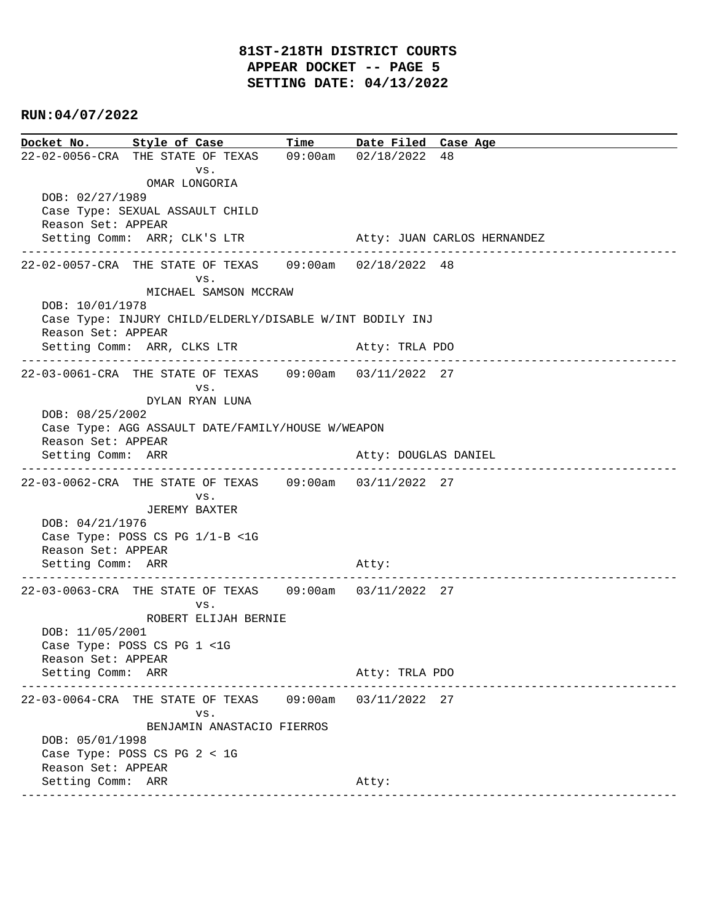# 81ST-218TH DISTRICT COURTS
## APPEAR DOCKET -- PAGE 5
## SETTING DATE: 04/13/2022

**RUN:04/07/2022**

| Docket No. | Style of Case | Time | Date Filed | Case Age |
|---|---|---|---|---|

22-02-0056-CRA THE STATE OF TEXAS 09:00am 02/18/2022 48
vs.
OMAR LONGORIA
DOB: 02/27/1989
Case Type: SEXUAL ASSAULT CHILD
Reason Set: APPEAR
Setting Comm: ARR; CLK'S LTR Atty: JUAN CARLOS HERNANDEZ

---

22-02-0057-CRA THE STATE OF TEXAS 09:00am 02/18/2022 48
vs.
MICHAEL SAMSON MCCRAW
DOB: 10/01/1978
Case Type: INJURY CHILD/ELDERLY/DISABLE W/INT BODILY INJ
Reason Set: APPEAR
Setting Comm: ARR, CLKS LTR Atty: TRLA PDO

---

22-03-0061-CRA THE STATE OF TEXAS 09:00am 03/11/2022 27
vs.
DYLAN RYAN LUNA
DOB: 08/25/2002
Case Type: AGG ASSAULT DATE/FAMILY/HOUSE W/WEAPON
Reason Set: APPEAR
Setting Comm: ARR Atty: DOUGLAS DANIEL

---

22-03-0062-CRA THE STATE OF TEXAS 09:00am 03/11/2022 27
vs.
JEREMY BAXTER
DOB: 04/21/1976
Case Type: POSS CS PG 1/1-B <1G
Reason Set: APPEAR
Setting Comm: ARR Atty:

---

22-03-0063-CRA THE STATE OF TEXAS 09:00am 03/11/2022 27
vs.
ROBERT ELIJAH BERNIE
DOB: 11/05/2001
Case Type: POSS CS PG 1 <1G
Reason Set: APPEAR
Setting Comm: ARR Atty: TRLA PDO

---

22-03-0064-CRA THE STATE OF TEXAS 09:00am 03/11/2022 27
vs.
BENJAMIN ANASTACIO FIERROS
DOB: 05/01/1998
Case Type: POSS CS PG 2 < 1G
Reason Set: APPEAR
Setting Comm: ARR Atty:

---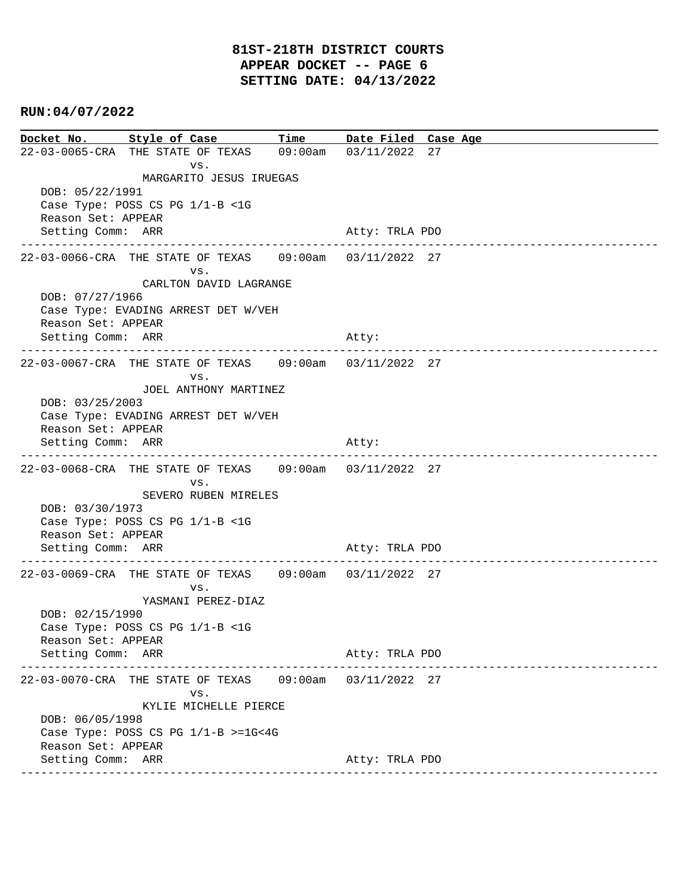**81ST-218TH DISTRICT COURTS**
**APPEAR DOCKET -- PAGE 6**
**SETTING DATE: 04/13/2022**

**RUN:04/07/2022**

| Docket No. | Style of Case | Time | Date Filed | Case Age |
|---|---|---|---|---|

22-03-0065-CRA THE STATE OF TEXAS 09:00am 03/11/2022 27
vs.
MARGARITO JESUS IRUEGAS
DOB: 05/22/1991
Case Type: POSS CS PG 1/1-B <1G
Reason Set: APPEAR
Setting Comm: ARR Atty: TRLA PDO

---

22-03-0066-CRA THE STATE OF TEXAS 09:00am 03/11/2022 27
vs.
CARLTON DAVID LAGRANGE
DOB: 07/27/1966
Case Type: EVADING ARREST DET W/VEH
Reason Set: APPEAR
Setting Comm: ARR Atty:

---

22-03-0067-CRA THE STATE OF TEXAS 09:00am 03/11/2022 27
vs.
JOEL ANTHONY MARTINEZ
DOB: 03/25/2003
Case Type: EVADING ARREST DET W/VEH
Reason Set: APPEAR
Setting Comm: ARR Atty:

---

22-03-0068-CRA THE STATE OF TEXAS 09:00am 03/11/2022 27
vs.
SEVERO RUBEN MIRELES
DOB: 03/30/1973
Case Type: POSS CS PG 1/1-B <1G
Reason Set: APPEAR
Setting Comm: ARR Atty: TRLA PDO

---

22-03-0069-CRA THE STATE OF TEXAS 09:00am 03/11/2022 27
vs.
YASMANI PEREZ-DIAZ
DOB: 02/15/1990
Case Type: POSS CS PG 1/1-B <1G
Reason Set: APPEAR
Setting Comm: ARR Atty: TRLA PDO

---

22-03-0070-CRA THE STATE OF TEXAS 09:00am 03/11/2022 27
vs.
KYLIE MICHELLE PIERCE
DOB: 06/05/1998
Case Type: POSS CS PG 1/1-B >=1G<4G
Reason Set: APPEAR
Setting Comm: ARR Atty: TRLA PDO

---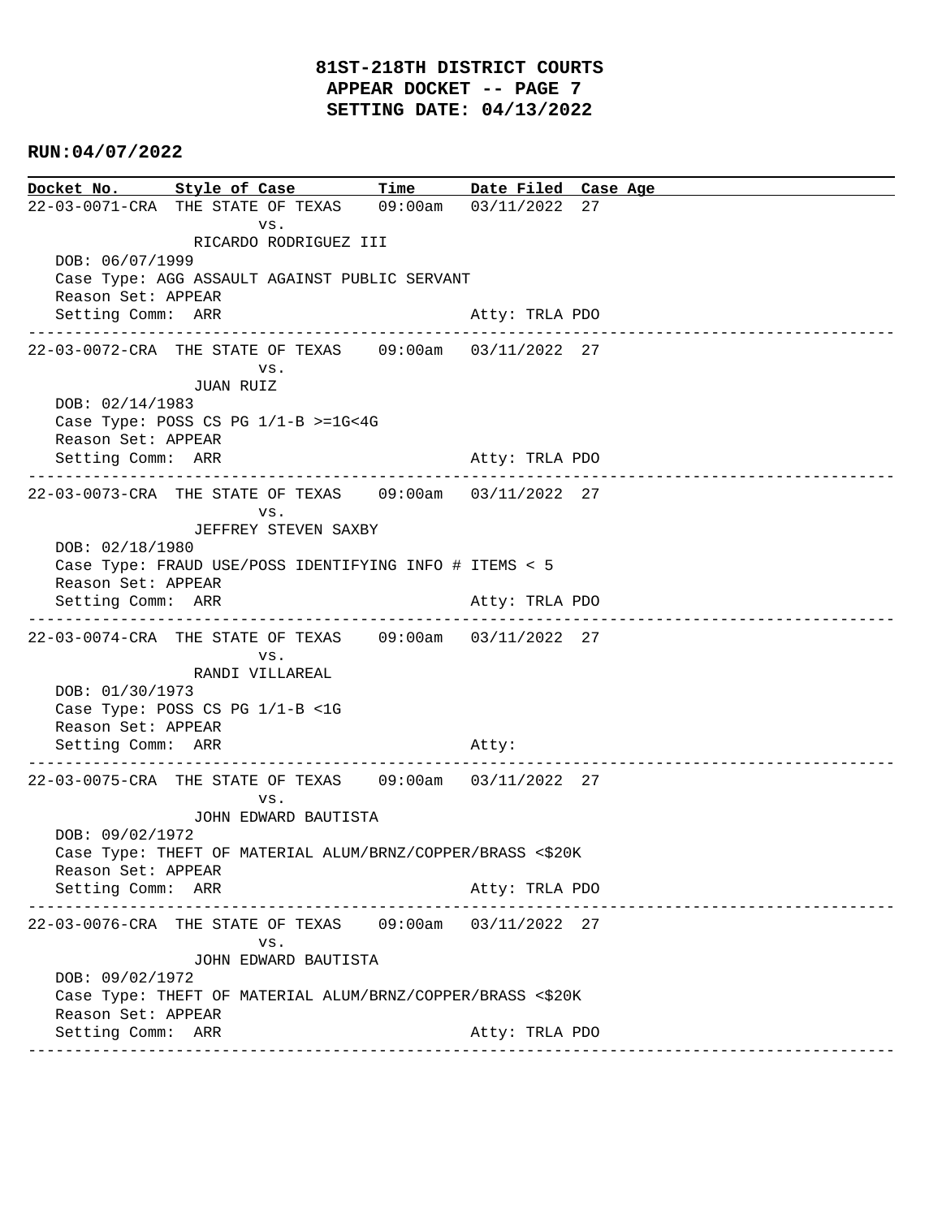**81ST-218TH DISTRICT COURTS**
**APPEAR DOCKET -- PAGE 7**
**SETTING DATE: 04/13/2022**

**RUN:04/07/2022**

```
Docket No.      Style of Case          Time       Date Filed  Case Age
22-03-0071-CRA  THE STATE OF TEXAS    09:00am    03/11/2022  27
                       vs.
                RICARDO RODRIGUEZ III
   DOB: 06/07/1999
   Case Type: AGG ASSAULT AGAINST PUBLIC SERVANT
   Reason Set: APPEAR
   Setting Comm:  ARR                            Atty: TRLA PDO
------------------------------------------------------------------------------------------
22-03-0072-CRA  THE STATE OF TEXAS    09:00am    03/11/2022  27
                       vs.
                JUAN RUIZ
   DOB: 02/14/1983
   Case Type: POSS CS PG 1/1-B >=1G<4G
   Reason Set: APPEAR
   Setting Comm:  ARR                            Atty: TRLA PDO
------------------------------------------------------------------------------------------
22-03-0073-CRA  THE STATE OF TEXAS    09:00am    03/11/2022  27
                       vs.
                JEFFREY STEVEN SAXBY
   DOB: 02/18/1980
   Case Type: FRAUD USE/POSS IDENTIFYING INFO # ITEMS < 5
   Reason Set: APPEAR
   Setting Comm:  ARR                            Atty: TRLA PDO
------------------------------------------------------------------------------------------
22-03-0074-CRA  THE STATE OF TEXAS    09:00am    03/11/2022  27
                       vs.
                RANDI VILLAREAL
   DOB: 01/30/1973
   Case Type: POSS CS PG 1/1-B <1G
   Reason Set: APPEAR
   Setting Comm:  ARR                            Atty:
------------------------------------------------------------------------------------------
22-03-0075-CRA  THE STATE OF TEXAS    09:00am    03/11/2022  27
                       vs.
                JOHN EDWARD BAUTISTA
   DOB: 09/02/1972
   Case Type: THEFT OF MATERIAL ALUM/BRNZ/COPPER/BRASS <$20K
   Reason Set: APPEAR
   Setting Comm:  ARR                            Atty: TRLA PDO
------------------------------------------------------------------------------------------
22-03-0076-CRA  THE STATE OF TEXAS    09:00am    03/11/2022  27
                       vs.
                JOHN EDWARD BAUTISTA
   DOB: 09/02/1972
   Case Type: THEFT OF MATERIAL ALUM/BRNZ/COPPER/BRASS <$20K
   Reason Set: APPEAR
   Setting Comm:  ARR                            Atty: TRLA PDO
------------------------------------------------------------------------------------------
```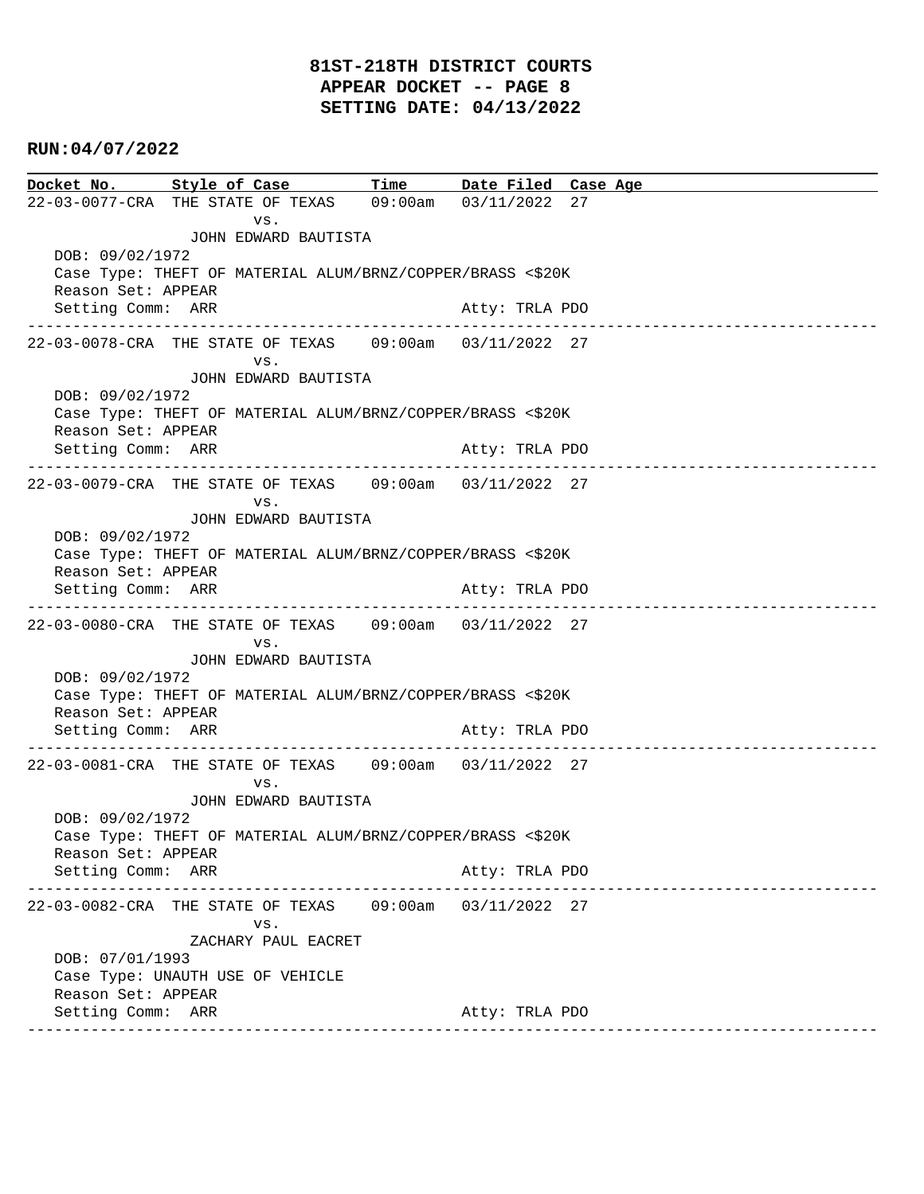# 81ST-218TH DISTRICT COURTS
## APPEAR DOCKET -- PAGE 8
## SETTING DATE: 04/13/2022

**RUN:04/07/2022**

| Docket No. | Style of Case | Time | Date Filed | Case Age |
|---|---|---|---|---|

22-03-0077-CRA THE STATE OF TEXAS 09:00am 03/11/2022 27
vs.
JOHN EDWARD BAUTISTA
DOB: 09/02/1972
Case Type: THEFT OF MATERIAL ALUM/BRNZ/COPPER/BRASS <$20K
Reason Set: APPEAR
Setting Comm: ARR Atty: TRLA PDO

---

22-03-0078-CRA THE STATE OF TEXAS 09:00am 03/11/2022 27
vs.
JOHN EDWARD BAUTISTA
DOB: 09/02/1972
Case Type: THEFT OF MATERIAL ALUM/BRNZ/COPPER/BRASS <$20K
Reason Set: APPEAR
Setting Comm: ARR Atty: TRLA PDO

---

22-03-0079-CRA THE STATE OF TEXAS 09:00am 03/11/2022 27
vs.
JOHN EDWARD BAUTISTA
DOB: 09/02/1972
Case Type: THEFT OF MATERIAL ALUM/BRNZ/COPPER/BRASS <$20K
Reason Set: APPEAR
Setting Comm: ARR Atty: TRLA PDO

---

22-03-0080-CRA THE STATE OF TEXAS 09:00am 03/11/2022 27
vs.
JOHN EDWARD BAUTISTA
DOB: 09/02/1972
Case Type: THEFT OF MATERIAL ALUM/BRNZ/COPPER/BRASS <$20K
Reason Set: APPEAR
Setting Comm: ARR Atty: TRLA PDO

---

22-03-0081-CRA THE STATE OF TEXAS 09:00am 03/11/2022 27
vs.
JOHN EDWARD BAUTISTA
DOB: 09/02/1972
Case Type: THEFT OF MATERIAL ALUM/BRNZ/COPPER/BRASS <$20K
Reason Set: APPEAR
Setting Comm: ARR Atty: TRLA PDO

---

22-03-0082-CRA THE STATE OF TEXAS 09:00am 03/11/2022 27
vs.
ZACHARY PAUL EACRET
DOB: 07/01/1993
Case Type: UNAUTH USE OF VEHICLE
Reason Set: APPEAR
Setting Comm: ARR Atty: TRLA PDO

---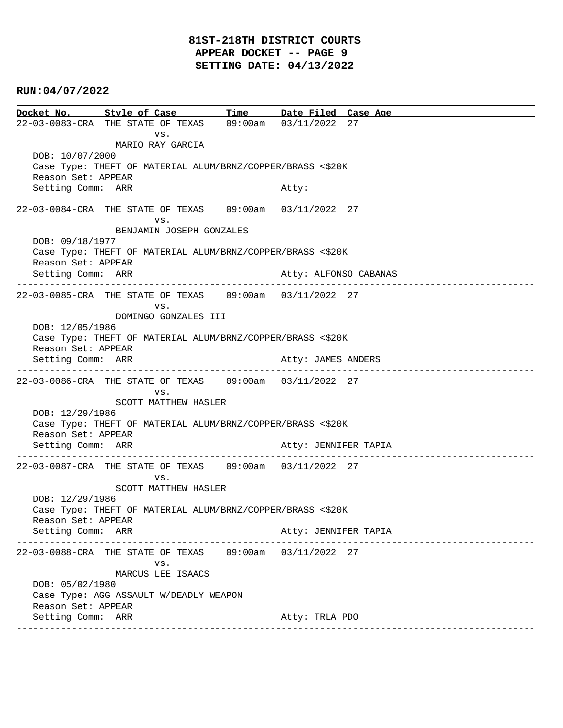**81ST-218TH DISTRICT COURTS**
**APPEAR DOCKET -- PAGE 9**
**SETTING DATE: 04/13/2022**

**RUN:04/07/2022**

| Docket No. | Style of Case | Time | Date Filed | Case Age |
|---|---|---|---|---|
| 22-03-0083-CRA | THE STATE OF TEXAS vs. MARIO RAY GARCIA | 09:00am | 03/11/2022 | 27 |

DOB: 10/07/2000
Case Type: THEFT OF MATERIAL ALUM/BRNZ/COPPER/BRASS <$20K
Reason Set: APPEAR
Setting Comm: ARR — Atty:

---

| Docket No. | Style of Case | Time | Date Filed | Case Age |
|---|---|---|---|---|
| 22-03-0084-CRA | THE STATE OF TEXAS vs. BENJAMIN JOSEPH GONZALES | 09:00am | 03/11/2022 | 27 |

DOB: 09/18/1977
Case Type: THEFT OF MATERIAL ALUM/BRNZ/COPPER/BRASS <$20K
Reason Set: APPEAR
Setting Comm: ARR — Atty: ALFONSO CABANAS

---

| Docket No. | Style of Case | Time | Date Filed | Case Age |
|---|---|---|---|---|
| 22-03-0085-CRA | THE STATE OF TEXAS vs. DOMINGO GONZALES III | 09:00am | 03/11/2022 | 27 |

DOB: 12/05/1986
Case Type: THEFT OF MATERIAL ALUM/BRNZ/COPPER/BRASS <$20K
Reason Set: APPEAR
Setting Comm: ARR — Atty: JAMES ANDERS

---

| Docket No. | Style of Case | Time | Date Filed | Case Age |
|---|---|---|---|---|
| 22-03-0086-CRA | THE STATE OF TEXAS vs. SCOTT MATTHEW HASLER | 09:00am | 03/11/2022 | 27 |

DOB: 12/29/1986
Case Type: THEFT OF MATERIAL ALUM/BRNZ/COPPER/BRASS <$20K
Reason Set: APPEAR
Setting Comm: ARR — Atty: JENNIFER TAPIA

---

| Docket No. | Style of Case | Time | Date Filed | Case Age |
|---|---|---|---|---|
| 22-03-0087-CRA | THE STATE OF TEXAS vs. SCOTT MATTHEW HASLER | 09:00am | 03/11/2022 | 27 |

DOB: 12/29/1986
Case Type: THEFT OF MATERIAL ALUM/BRNZ/COPPER/BRASS <$20K
Reason Set: APPEAR
Setting Comm: ARR — Atty: JENNIFER TAPIA

---

| Docket No. | Style of Case | Time | Date Filed | Case Age |
|---|---|---|---|---|
| 22-03-0088-CRA | THE STATE OF TEXAS vs. MARCUS LEE ISAACS | 09:00am | 03/11/2022 | 27 |

DOB: 05/02/1980
Case Type: AGG ASSAULT W/DEADLY WEAPON
Reason Set: APPEAR
Setting Comm: ARR — Atty: TRLA PDO

---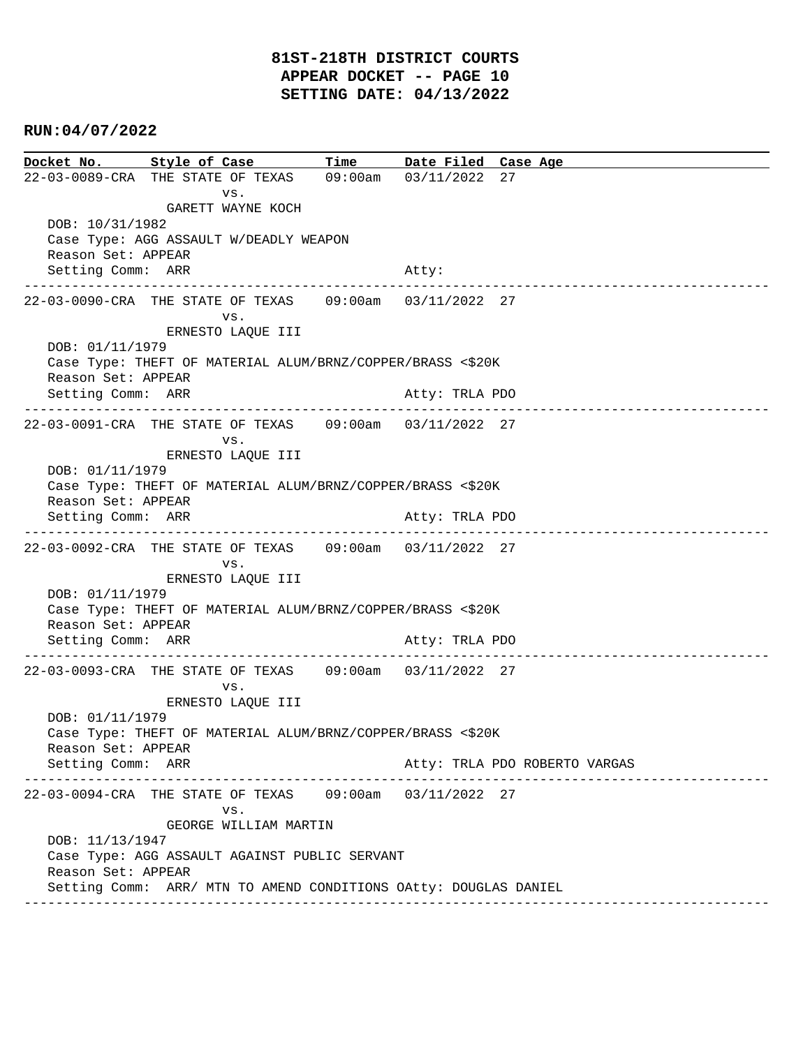# 81ST-218TH DISTRICT COURTS
# APPEAR DOCKET -- PAGE 10
# SETTING DATE: 04/13/2022

**RUN:04/07/2022**

| Docket No. | Style of Case | Time | Date Filed | Case Age |
|---|---|---|---|---|

---

22-03-0089-CRA THE STATE OF TEXAS 09:00am 03/11/2022 27
vs.
GARETT WAYNE KOCH
DOB: 10/31/1982
Case Type: AGG ASSAULT W/DEADLY WEAPON
Reason Set: APPEAR
Setting Comm: ARR Atty:

---

22-03-0090-CRA THE STATE OF TEXAS 09:00am 03/11/2022 27
vs.
ERNESTO LAQUE III
DOB: 01/11/1979
Case Type: THEFT OF MATERIAL ALUM/BRNZ/COPPER/BRASS <$20K
Reason Set: APPEAR
Setting Comm: ARR Atty: TRLA PDO

---

22-03-0091-CRA THE STATE OF TEXAS 09:00am 03/11/2022 27
vs.
ERNESTO LAQUE III
DOB: 01/11/1979
Case Type: THEFT OF MATERIAL ALUM/BRNZ/COPPER/BRASS <$20K
Reason Set: APPEAR
Setting Comm: ARR Atty: TRLA PDO

---

22-03-0092-CRA THE STATE OF TEXAS 09:00am 03/11/2022 27
vs.
ERNESTO LAQUE III
DOB: 01/11/1979
Case Type: THEFT OF MATERIAL ALUM/BRNZ/COPPER/BRASS <$20K
Reason Set: APPEAR
Setting Comm: ARR Atty: TRLA PDO

---

22-03-0093-CRA THE STATE OF TEXAS 09:00am 03/11/2022 27
vs.
ERNESTO LAQUE III
DOB: 01/11/1979
Case Type: THEFT OF MATERIAL ALUM/BRNZ/COPPER/BRASS <$20K
Reason Set: APPEAR
Setting Comm: ARR Atty: TRLA PDO ROBERTO VARGAS

---

22-03-0094-CRA THE STATE OF TEXAS 09:00am 03/11/2022 27
vs.
GEORGE WILLIAM MARTIN
DOB: 11/13/1947
Case Type: AGG ASSAULT AGAINST PUBLIC SERVANT
Reason Set: APPEAR
Setting Comm: ARR/ MTN TO AMEND CONDITIONS OAtty: DOUGLAS DANIEL

---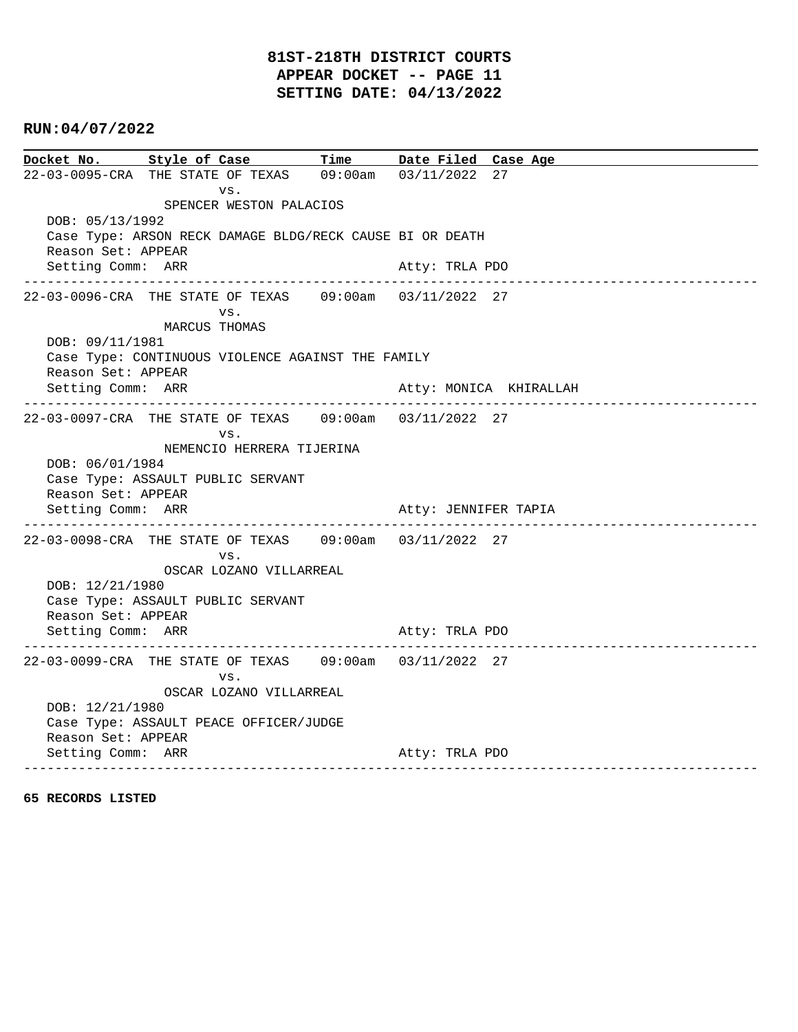**81ST-218TH DISTRICT COURTS**
**APPEAR DOCKET -- PAGE 11**
**SETTING DATE: 04/13/2022**

**RUN:04/07/2022**

| Docket No. | Style of Case | Time | Date Filed | Case Age |
|---|---|---|---|---|
| 22-03-0095-CRA | THE STATE OF TEXAS vs. SPENCER WESTON PALACIOS | 09:00am | 03/11/2022 | 27 |

DOB: 05/13/1992
Case Type: ARSON RECK DAMAGE BLDG/RECK CAUSE BI OR DEATH
Reason Set: APPEAR
Setting Comm: ARR — Atty: TRLA PDO

---

| Docket No. | Style of Case | Time | Date Filed | Case Age |
|---|---|---|---|---|
| 22-03-0096-CRA | THE STATE OF TEXAS vs. MARCUS THOMAS | 09:00am | 03/11/2022 | 27 |

DOB: 09/11/1981
Case Type: CONTINUOUS VIOLENCE AGAINST THE FAMILY
Reason Set: APPEAR
Setting Comm: ARR — Atty: MONICA KHIRALLAH

---

| Docket No. | Style of Case | Time | Date Filed | Case Age |
|---|---|---|---|---|
| 22-03-0097-CRA | THE STATE OF TEXAS vs. NEMENCIO HERRERA TIJERINA | 09:00am | 03/11/2022 | 27 |

DOB: 06/01/1984
Case Type: ASSAULT PUBLIC SERVANT
Reason Set: APPEAR
Setting Comm: ARR — Atty: JENNIFER TAPIA

---

| Docket No. | Style of Case | Time | Date Filed | Case Age |
|---|---|---|---|---|
| 22-03-0098-CRA | THE STATE OF TEXAS vs. OSCAR LOZANO VILLARREAL | 09:00am | 03/11/2022 | 27 |

DOB: 12/21/1980
Case Type: ASSAULT PUBLIC SERVANT
Reason Set: APPEAR
Setting Comm: ARR — Atty: TRLA PDO

---

| Docket No. | Style of Case | Time | Date Filed | Case Age |
|---|---|---|---|---|
| 22-03-0099-CRA | THE STATE OF TEXAS vs. OSCAR LOZANO VILLARREAL | 09:00am | 03/11/2022 | 27 |

DOB: 12/21/1980
Case Type: ASSAULT PEACE OFFICER/JUDGE
Reason Set: APPEAR
Setting Comm: ARR — Atty: TRLA PDO

---

**65 RECORDS LISTED**